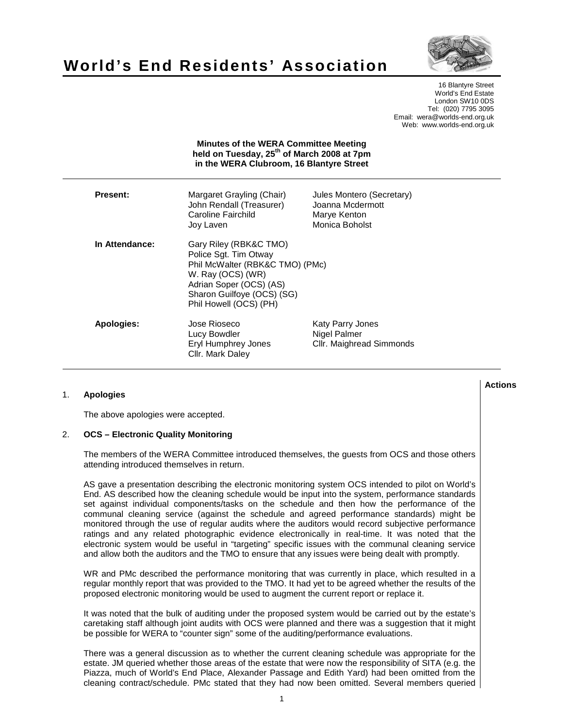# World's End Residents' Association

16 Blantyre Street
World's End Estate
London SW10 0DS
Tel: (020) 7795 3095
Email: wera@worlds-end.org.uk
Web: www.worlds-end.org.uk

**Minutes of the WERA Committee Meeting held on Tuesday, 25th of March 2008 at 7pm in the WERA Clubroom, 16 Blantyre Street**

| | | |
|---|---|---|
| **Present:** | Margaret Grayling (Chair) | Jules Montero (Secretary) |
| | John Rendall (Treasurer) | Joanna Mcdermott |
| | Caroline Fairchild | Marye Kenton |
| | Joy Laven | Monica Boholst |
| **In Attendance:** | Gary Riley (RBK&C TMO) | |
| | Police Sgt. Tim Otway | |
| | Phil McWalter (RBK&C TMO) (PMc) | |
| | W. Ray (OCS) (WR) | |
| | Adrian Soper (OCS) (AS) | |
| | Sharon Guilfoye (OCS) (SG) | |
| | Phil Howell (OCS) (PH) | |
| **Apologies:** | Jose Rioseco | Katy Parry Jones |
| | Lucy Bowdler | Nigel Palmer |
| | Eryl Humphrey Jones | Cllr. Maighread Simmonds |
| | Cllr. Mark Daley | |

**Actions**

1. **Apologies**

   The above apologies were accepted.

2. **OCS – Electronic Quality Monitoring**

   The members of the WERA Committee introduced themselves, the guests from OCS and those others attending introduced themselves in return.

   AS gave a presentation describing the electronic monitoring system OCS intended to pilot on World's End. AS described how the cleaning schedule would be input into the system, performance standards set against individual components/tasks on the schedule and then how the performance of the communal cleaning service (against the schedule and agreed performance standards) might be monitored through the use of regular audits where the auditors would record subjective performance ratings and any related photographic evidence electronically in real-time. It was noted that the electronic system would be useful in "targeting" specific issues with the communal cleaning service and allow both the auditors and the TMO to ensure that any issues were being dealt with promptly.

   WR and PMc described the performance monitoring that was currently in place, which resulted in a regular monthly report that was provided to the TMO. It had yet to be agreed whether the results of the proposed electronic monitoring would be used to augment the current report or replace it.

   It was noted that the bulk of auditing under the proposed system would be carried out by the estate's caretaking staff although joint audits with OCS were planned and there was a suggestion that it might be possible for WERA to "counter sign" some of the auditing/performance evaluations.

   There was a general discussion as to whether the current cleaning schedule was appropriate for the estate. JM queried whether those areas of the estate that were now the responsibility of SITA (e.g. the Piazza, much of World's End Place, Alexander Passage and Edith Yard) had been omitted from the cleaning contract/schedule. PMc stated that they had now been omitted. Several members queried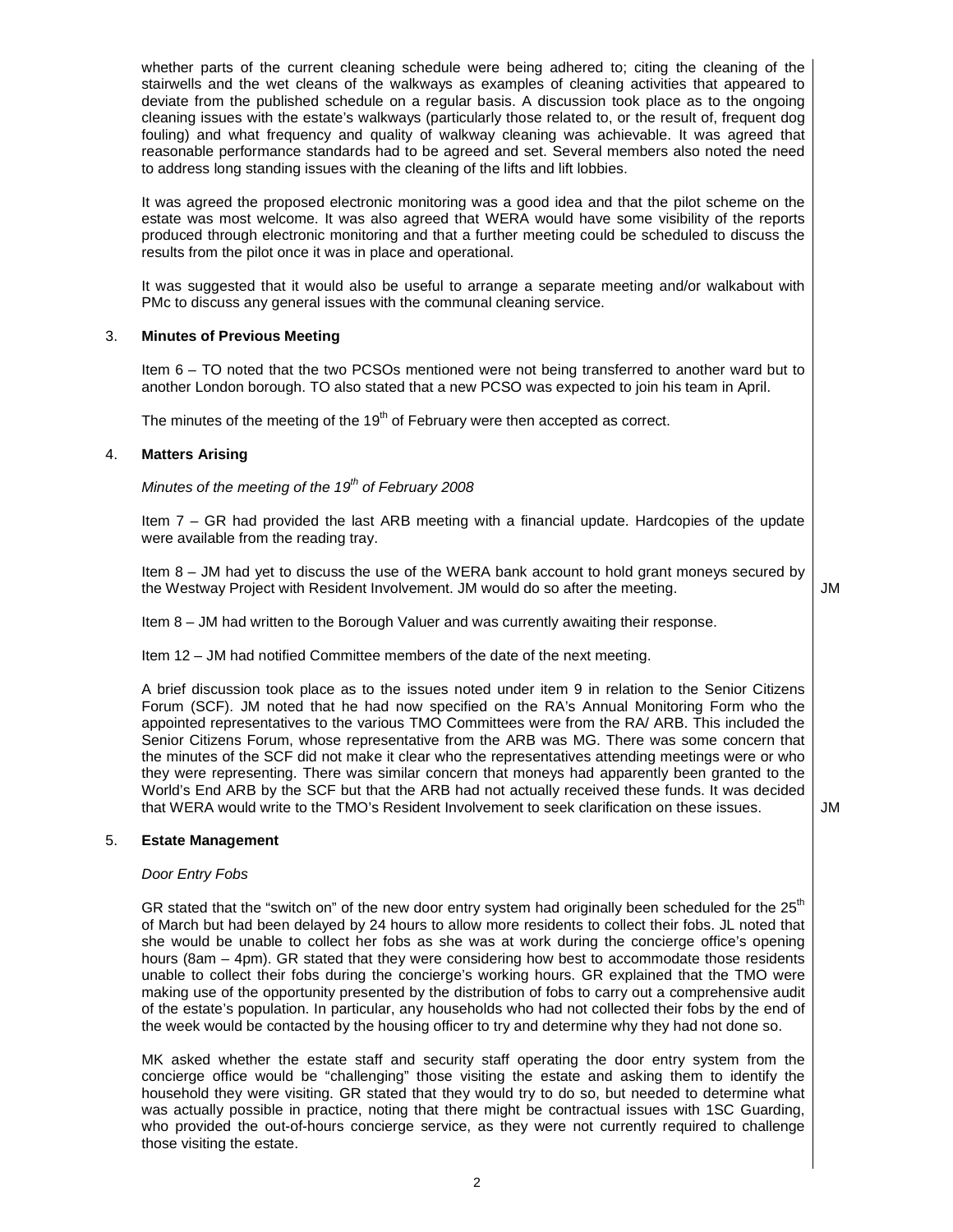whether parts of the current cleaning schedule were being adhered to; citing the cleaning of the stairwells and the wet cleans of the walkways as examples of cleaning activities that appeared to deviate from the published schedule on a regular basis. A discussion took place as to the ongoing cleaning issues with the estate's walkways (particularly those related to, or the result of, frequent dog fouling) and what frequency and quality of walkway cleaning was achievable. It was agreed that reasonable performance standards had to be agreed and set. Several members also noted the need to address long standing issues with the cleaning of the lifts and lift lobbies.

It was agreed the proposed electronic monitoring was a good idea and that the pilot scheme on the estate was most welcome. It was also agreed that WERA would have some visibility of the reports produced through electronic monitoring and that a further meeting could be scheduled to discuss the results from the pilot once it was in place and operational.

It was suggested that it would also be useful to arrange a separate meeting and/or walkabout with PMc to discuss any general issues with the communal cleaning service.

3. **Minutes of Previous Meeting**

Item 6 – TO noted that the two PCSOs mentioned were not being transferred to another ward but to another London borough. TO also stated that a new PCSO was expected to join his team in April.

The minutes of the meeting of the 19th of February were then accepted as correct.

4. **Matters Arising**

*Minutes of the meeting of the 19th of February 2008*

Item 7 – GR had provided the last ARB meeting with a financial update. Hardcopies of the update were available from the reading tray.

Item 8 – JM had yet to discuss the use of the WERA bank account to hold grant moneys secured by the Westway Project with Resident Involvement. JM would do so after the meeting. **JM**

Item 8 – JM had written to the Borough Valuer and was currently awaiting their response.

Item 12 – JM had notified Committee members of the date of the next meeting.

A brief discussion took place as to the issues noted under item 9 in relation to the Senior Citizens Forum (SCF). JM noted that he had now specified on the RA's Annual Monitoring Form who the appointed representatives to the various TMO Committees were from the RA/ ARB. This included the Senior Citizens Forum, whose representative from the ARB was MG. There was some concern that the minutes of the SCF did not make it clear who the representatives attending meetings were or who they were representing. There was similar concern that moneys had apparently been granted to the World's End ARB by the SCF but that the ARB had not actually received these funds. It was decided that WERA would write to the TMO's Resident Involvement to seek clarification on these issues. **JM**

5. **Estate Management**

*Door Entry Fobs*

GR stated that the "switch on" of the new door entry system had originally been scheduled for the 25th of March but had been delayed by 24 hours to allow more residents to collect their fobs. JL noted that she would be unable to collect her fobs as she was at work during the concierge office's opening hours (8am – 4pm). GR stated that they were considering how best to accommodate those residents unable to collect their fobs during the concierge's working hours. GR explained that the TMO were making use of the opportunity presented by the distribution of fobs to carry out a comprehensive audit of the estate's population. In particular, any households who had not collected their fobs by the end of the week would be contacted by the housing officer to try and determine why they had not done so.

MK asked whether the estate staff and security staff operating the door entry system from the concierge office would be "challenging" those visiting the estate and asking them to identify the household they were visiting. GR stated that they would try to do so, but needed to determine what was actually possible in practice, noting that there might be contractual issues with 1SC Guarding, who provided the out-of-hours concierge service, as they were not currently required to challenge those visiting the estate.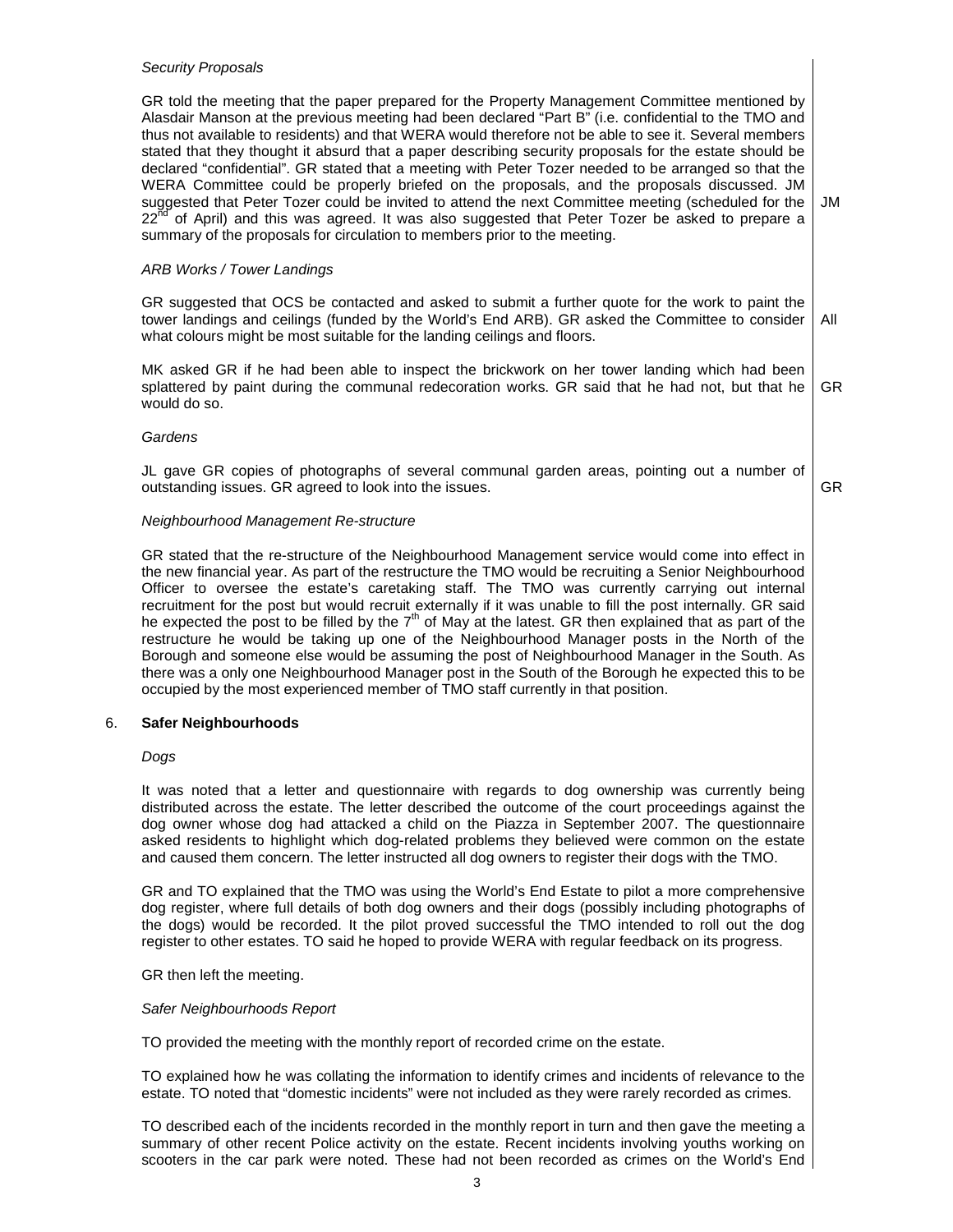*Security Proposals*

GR told the meeting that the paper prepared for the Property Management Committee mentioned by Alasdair Manson at the previous meeting had been declared "Part B" (i.e. confidential to the TMO and thus not available to residents) and that WERA would therefore not be able to see it. Several members stated that they thought it absurd that a paper describing security proposals for the estate should be declared "confidential". GR stated that a meeting with Peter Tozer needed to be arranged so that the WERA Committee could be properly briefed on the proposals, and the proposals discussed. JM suggested that Peter Tozer could be invited to attend the next Committee meeting (scheduled for the 22nd of April) and this was agreed. It was also suggested that Peter Tozer be asked to prepare a summary of the proposals for circulation to members prior to the meeting. **JM**

*ARB Works / Tower Landings*

GR suggested that OCS be contacted and asked to submit a further quote for the work to paint the tower landings and ceilings (funded by the World's End ARB). GR asked the Committee to consider what colours might be most suitable for the landing ceilings and floors. **All**

MK asked GR if he had been able to inspect the brickwork on her tower landing which had been splattered by paint during the communal redecoration works. GR said that he had not, but that he would do so. **GR**

*Gardens*

JL gave GR copies of photographs of several communal garden areas, pointing out a number of outstanding issues. GR agreed to look into the issues. **GR**

*Neighbourhood Management Re-structure*

GR stated that the re-structure of the Neighbourhood Management service would come into effect in the new financial year. As part of the restructure the TMO would be recruiting a Senior Neighbourhood Officer to oversee the estate's caretaking staff. The TMO was currently carrying out internal recruitment for the post but would recruit externally if it was unable to fill the post internally. GR said he expected the post to be filled by the 7th of May at the latest. GR then explained that as part of the restructure he would be taking up one of the Neighbourhood Manager posts in the North of the Borough and someone else would be assuming the post of Neighbourhood Manager in the South. As there was a only one Neighbourhood Manager post in the South of the Borough he expected this to be occupied by the most experienced member of TMO staff currently in that position.

## 6. Safer Neighbourhoods

*Dogs*

It was noted that a letter and questionnaire with regards to dog ownership was currently being distributed across the estate. The letter described the outcome of the court proceedings against the dog owner whose dog had attacked a child on the Piazza in September 2007. The questionnaire asked residents to highlight which dog-related problems they believed were common on the estate and caused them concern. The letter instructed all dog owners to register their dogs with the TMO.

GR and TO explained that the TMO was using the World's End Estate to pilot a more comprehensive dog register, where full details of both dog owners and their dogs (possibly including photographs of the dogs) would be recorded. If the pilot proved successful the TMO intended to roll out the dog register to other estates. TO said he hoped to provide WERA with regular feedback on its progress.

GR then left the meeting.

*Safer Neighbourhoods Report*

TO provided the meeting with the monthly report of recorded crime on the estate.

TO explained how he was collating the information to identify crimes and incidents of relevance to the estate. TO noted that "domestic incidents" were not included as they were rarely recorded as crimes.

TO described each of the incidents recorded in the monthly report in turn and then gave the meeting a summary of other recent Police activity on the estate. Recent incidents involving youths working on scooters in the car park were noted. These had not been recorded as crimes on the World's End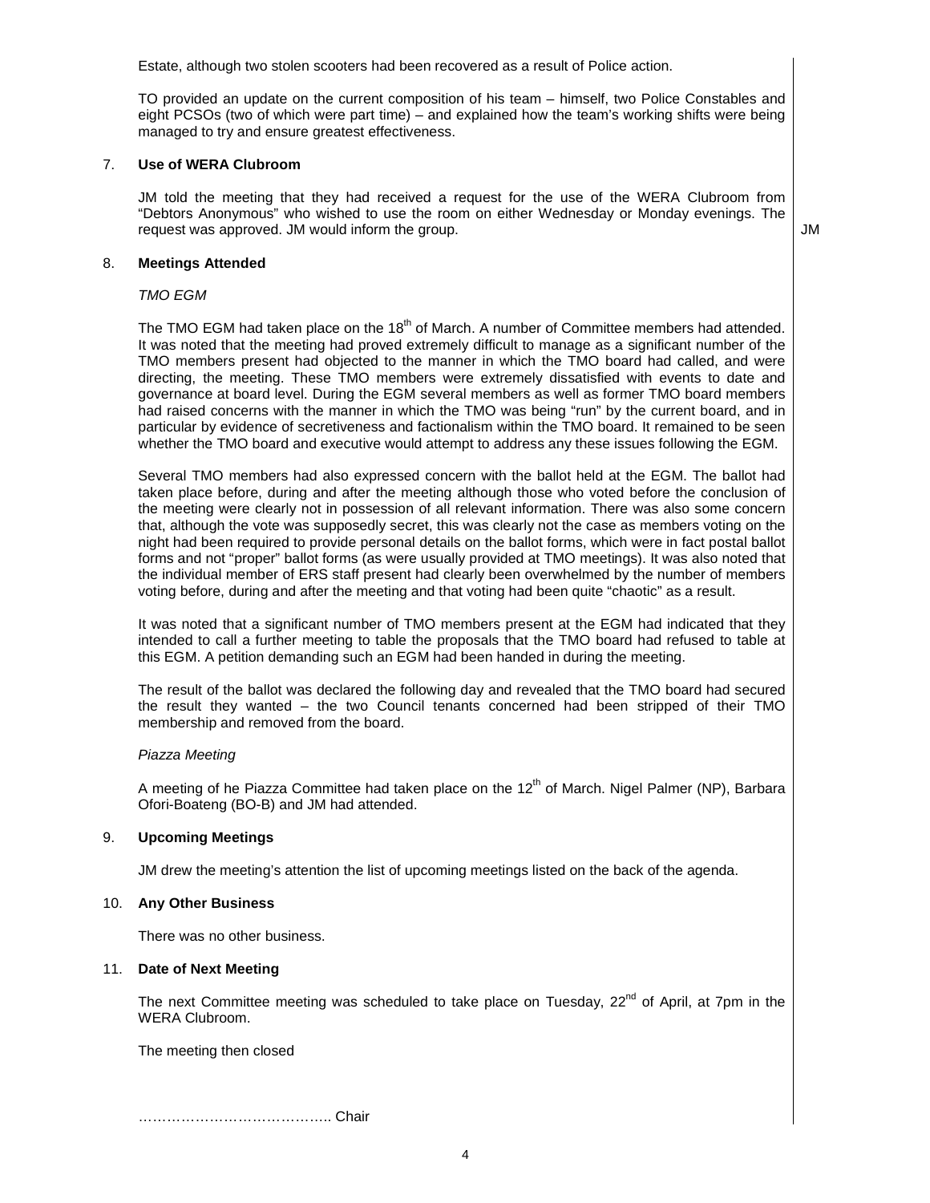Estate, although two stolen scooters had been recovered as a result of Police action.

TO provided an update on the current composition of his team – himself, two Police Constables and eight PCSOs (two of which were part time) – and explained how the team's working shifts were being managed to try and ensure greatest effectiveness.

7. **Use of WERA Clubroom**

JM told the meeting that they had received a request for the use of the WERA Clubroom from "Debtors Anonymous" who wished to use the room on either Wednesday or Monday evenings. The request was approved. JM would inform the group. — JM

8. **Meetings Attended**

*TMO EGM*

The TMO EGM had taken place on the 18th of March. A number of Committee members had attended. It was noted that the meeting had proved extremely difficult to manage as a significant number of the TMO members present had objected to the manner in which the TMO board had called, and were directing, the meeting. These TMO members were extremely dissatisfied with events to date and governance at board level. During the EGM several members as well as former TMO board members had raised concerns with the manner in which the TMO was being "run" by the current board, and in particular by evidence of secretiveness and factionalism within the TMO board. It remained to be seen whether the TMO board and executive would attempt to address any these issues following the EGM.

Several TMO members had also expressed concern with the ballot held at the EGM. The ballot had taken place before, during and after the meeting although those who voted before the conclusion of the meeting were clearly not in possession of all relevant information. There was also some concern that, although the vote was supposedly secret, this was clearly not the case as members voting on the night had been required to provide personal details on the ballot forms, which were in fact postal ballot forms and not "proper" ballot forms (as were usually provided at TMO meetings). It was also noted that the individual member of ERS staff present had clearly been overwhelmed by the number of members voting before, during and after the meeting and that voting had been quite "chaotic" as a result.

It was noted that a significant number of TMO members present at the EGM had indicated that they intended to call a further meeting to table the proposals that the TMO board had refused to table at this EGM. A petition demanding such an EGM had been handed in during the meeting.

The result of the ballot was declared the following day and revealed that the TMO board had secured the result they wanted – the two Council tenants concerned had been stripped of their TMO membership and removed from the board.

*Piazza Meeting*

A meeting of he Piazza Committee had taken place on the 12th of March. Nigel Palmer (NP), Barbara Ofori-Boateng (BO-B) and JM had attended.

9. **Upcoming Meetings**

JM drew the meeting's attention the list of upcoming meetings listed on the back of the agenda.

10. **Any Other Business**

There was no other business.

11. **Date of Next Meeting**

The next Committee meeting was scheduled to take place on Tuesday, 22nd of April, at 7pm in the WERA Clubroom.

The meeting then closed

………………………………….. Chair